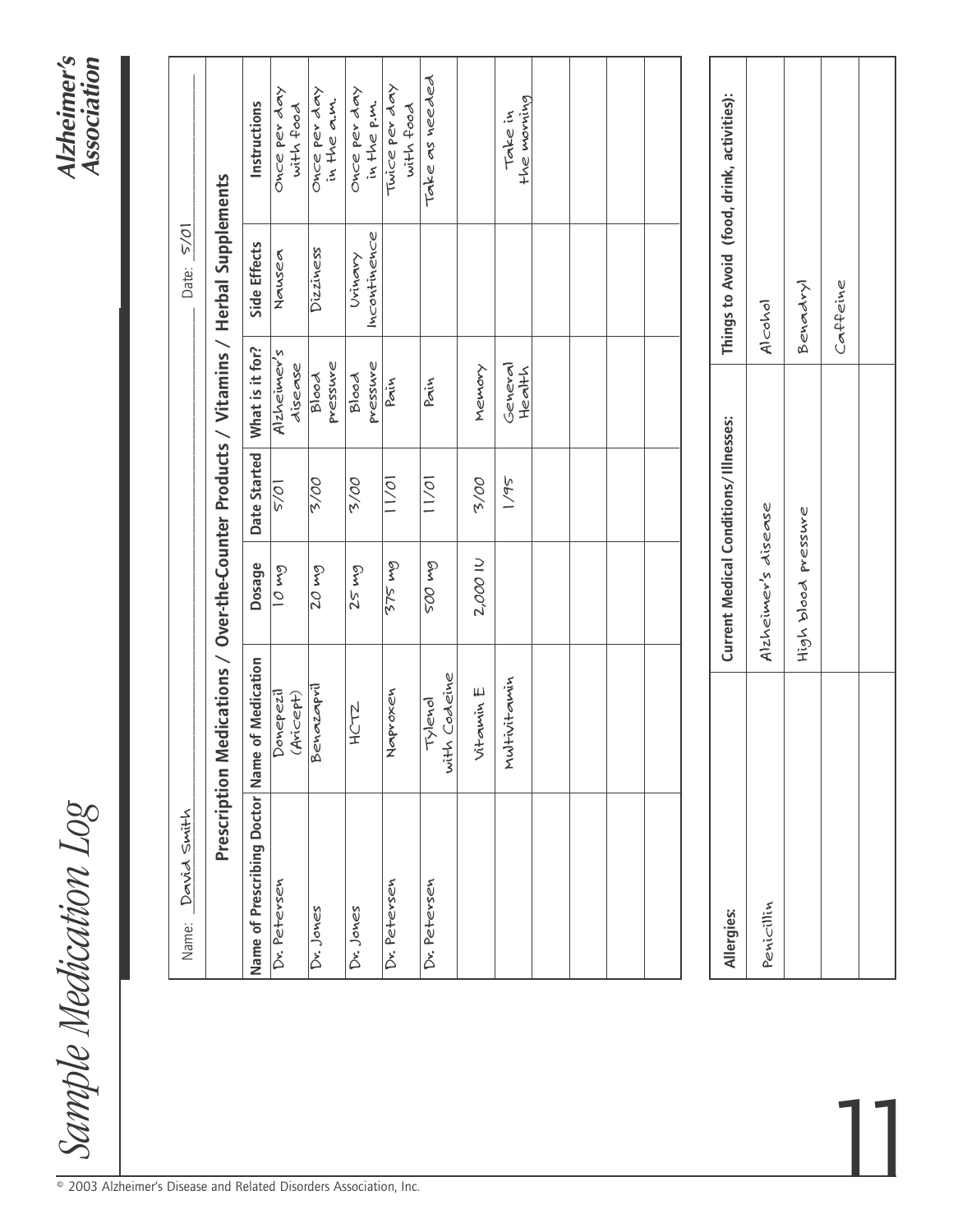# Sample Medication Log

Alzheimer's Association

Name: David Smith

Date: 5/01

| Prescription Medications / Over-the-Counter Products / Vitamins / Herbal Supplements | | | | | | |
|---|---|---|---|---|---|---|
| Name of Prescribing Doctor | Name of Medication | Dosage | Date Started | What is it for? | Side Effects | Instructions |
| Dr. Petersen | Donepezil (Aricept) | 10 mg | 5/01 | Alzheimer's disease | Nausea | Once per day with food |
| Dr. Jones | Benazapril | 20 mg | 3/00 | Blood pressure | Dizziness | Once per day in the a.m. |
| Dr. Jones | HCTZ | 25 mg | 3/00 | Blood pressure | Urinary Incontinence | Once per day in the p.m. |
| Dr. Petersen | Naproxen | 375 mg | 11/01 | Pain | | Twice per day with food |
| Dr. Petersen | Tylenol with Codeine | 500 mg | 11/01 | Pain | | Take as needed |
| | Vitamin E | 2,000 IU | 3/00 | Memory | | |
| | Multivitamin | | 1/95 | General Health | | Take in the morning |
| | | | | | | |
| | | | | | | |
| | | | | | | |
| | | | | | | |

| Allergies: | Current Medical Conditions/Illnesses: | Things to Avoid (food, drink, activities): |
|---|---|---|
| Penicillin | Alzheimer's disease | Alcohol |
| | High blood pressure | Benadryl |
| | | Caffeine |
| | | |

© 2003 Alzheimer's Disease and Related Disorders Association, Inc.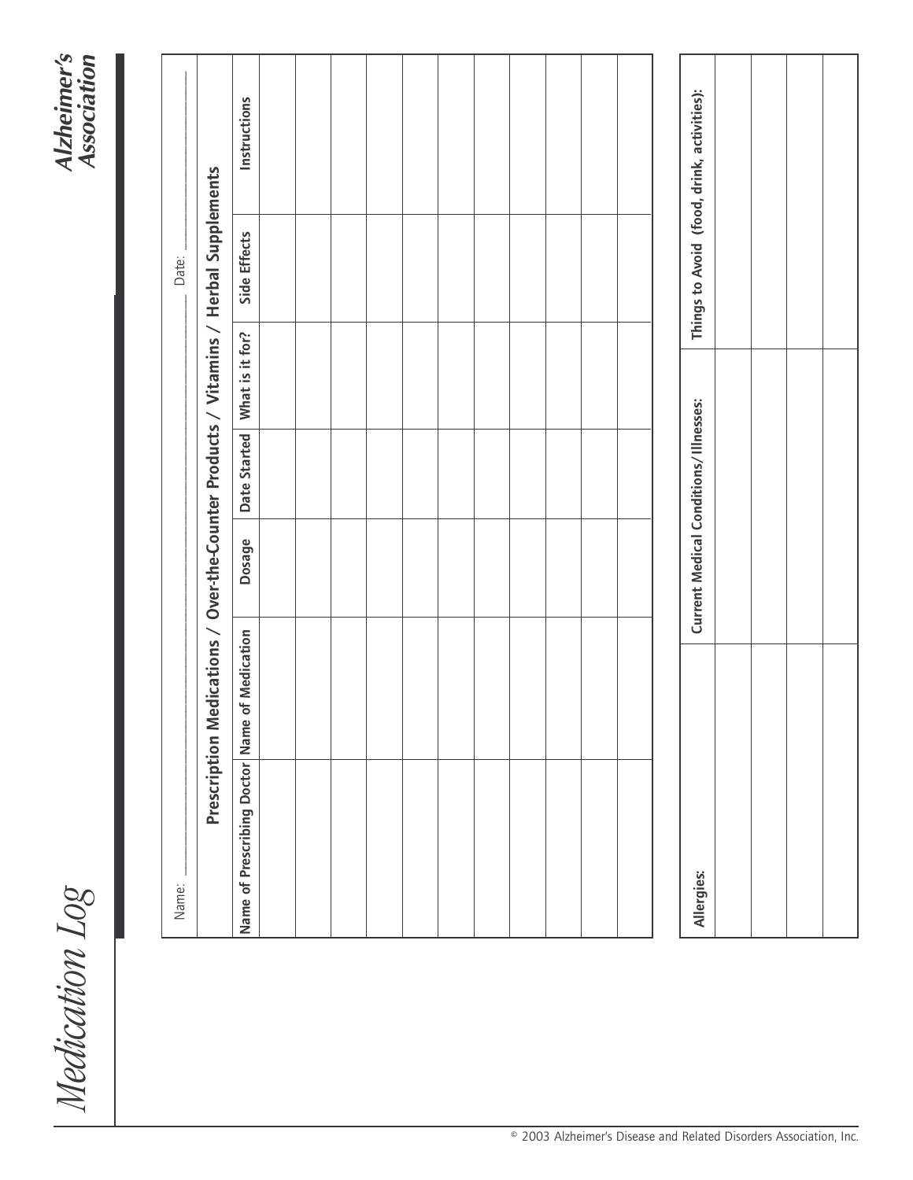# Medication Log

**Alzheimer's Association**

Name: ______________________ Date: ______________________

| Prescription Medications / Over-the-Counter Products / Vitamins / Herbal Supplements | | | | | | |
|---|---|---|---|---|---|---|
| **Name of Prescribing Doctor** | **Name of Medication** | **Dosage** | **Date Started** | **What is it for?** | **Side Effects** | **Instructions** |
| | | | | | | |
| | | | | | | |
| | | | | | | |
| | | | | | | |
| | | | | | | |
| | | | | | | |
| | | | | | | |
| | | | | | | |
| | | | | | | |
| | | | | | | |
| | | | | | | |

| **Allergies:** | **Current Medical Conditions/Illnesses:** | **Things to Avoid (food, drink, activities):** |
|---|---|---|
| | | |
| | | |
| | | |
| | | |

© 2003 Alzheimer's Disease and Related Disorders Association, Inc.